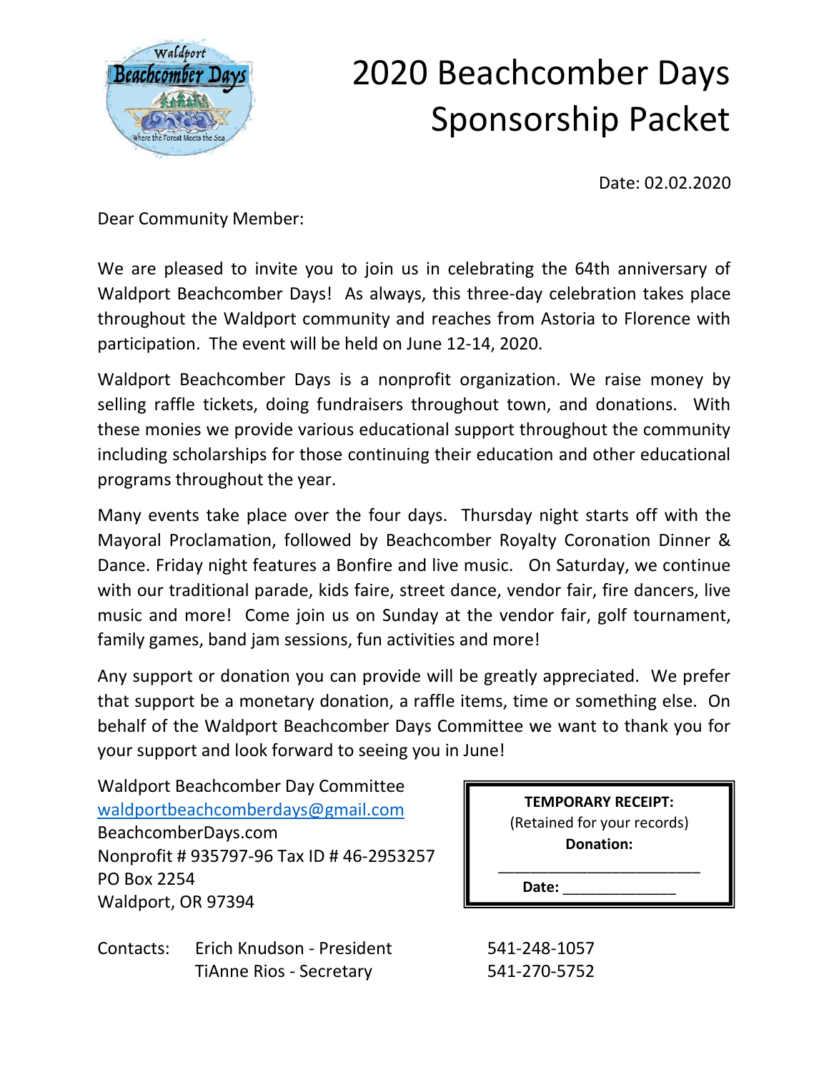# 2020 Beachcomber Days Sponsorship Packet

Date: 02.02.2020

Dear Community Member:

We are pleased to invite you to join us in celebrating the 64th anniversary of Waldport Beachcomber Days! As always, this three-day celebration takes place throughout the Waldport community and reaches from Astoria to Florence with participation. The event will be held on June 12-14, 2020.

Waldport Beachcomber Days is a nonprofit organization. We raise money by selling raffle tickets, doing fundraisers throughout town, and donations. With these monies we provide various educational support throughout the community including scholarships for those continuing their education and other educational programs throughout the year.

Many events take place over the four days. Thursday night starts off with the Mayoral Proclamation, followed by Beachcomber Royalty Coronation Dinner & Dance. Friday night features a Bonfire and live music. On Saturday, we continue with our traditional parade, kids faire, street dance, vendor fair, fire dancers, live music and more! Come join us on Sunday at the vendor fair, golf tournament, family games, band jam sessions, fun activities and more!

Any support or donation you can provide will be greatly appreciated. We prefer that support be a monetary donation, a raffle items, time or something else. On behalf of the Waldport Beachcomber Days Committee we want to thank you for your support and look forward to seeing you in June!

Waldport Beachcomber Day Committee
waldportbeachcomberdays@gmail.com
BeachcomberDays.com
Nonprofit # 935797-96 Tax ID # 46-2953257
PO Box 2254
Waldport, OR 97394

**TEMPORARY RECEIPT:**
(Retained for your records)
**Donation:**
________________________
**Date:** ______________

Contacts: Erich Knudson - President 541-248-1057
TiAnne Rios - Secretary 541-270-5752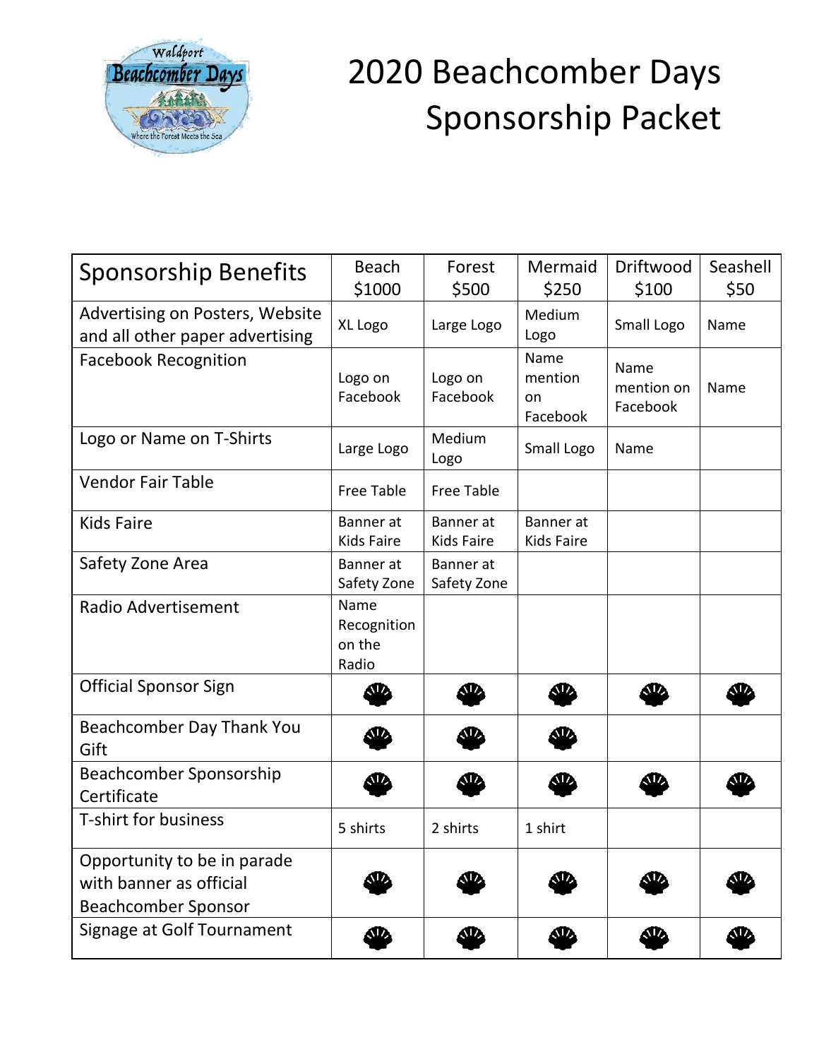# 2020 Beachcomber Days Sponsorship Packet

| Sponsorship Benefits | Beach $1000 | Forest $500 | Mermaid $250 | Driftwood $100 | Seashell $50 |
|---|---|---|---|---|---|
| Advertising on Posters, Website and all other paper advertising | XL Logo | Large Logo | Medium Logo | Small Logo | Name |
| Facebook Recognition | Logo on Facebook | Logo on Facebook | Name mention on Facebook | Name mention on Facebook | Name |
| Logo or Name on T-Shirts | Large Logo | Medium Logo | Small Logo | Name | |
| Vendor Fair Table | Free Table | Free Table | | | |
| Kids Faire | Banner at Kids Faire | Banner at Kids Faire | Banner at Kids Faire | | |
| Safety Zone Area | Banner at Safety Zone | Banner at Safety Zone | | | |
| Radio Advertisement | Name Recognition on the Radio | | | | |
| Official Sponsor Sign | ✓ | ✓ | ✓ | ✓ | ✓ |
| Beachcomber Day Thank You Gift | ✓ | ✓ | ✓ | | |
| Beachcomber Sponsorship Certificate | ✓ | ✓ | ✓ | ✓ | ✓ |
| T-shirt for business | 5 shirts | 2 shirts | 1 shirt | | |
| Opportunity to be in parade with banner as official Beachcomber Sponsor | ✓ | ✓ | ✓ | ✓ | ✓ |
| Signage at Golf Tournament | ✓ | ✓ | ✓ | ✓ | ✓ |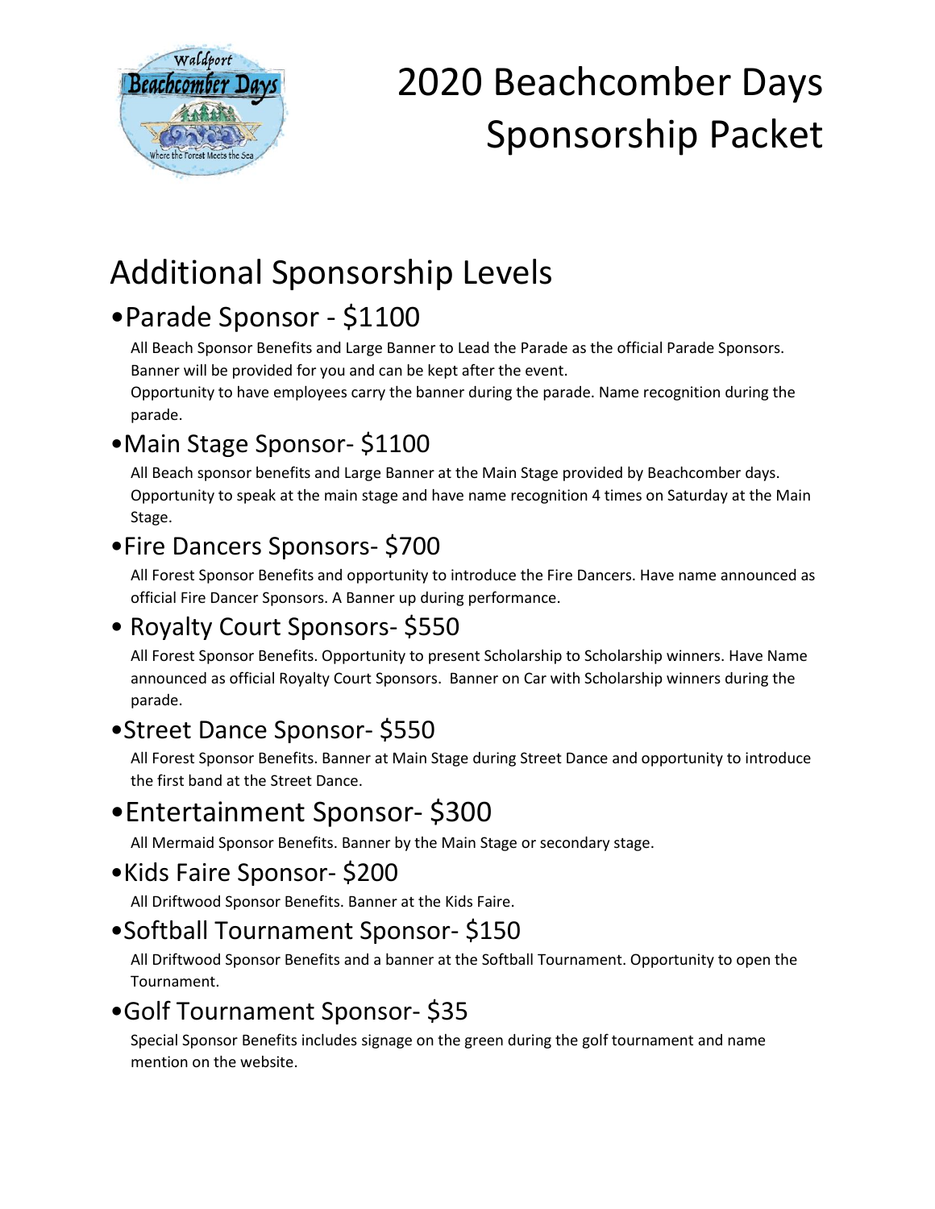# 2020 Beachcomber Days Sponsorship Packet

## Additional Sponsorship Levels

### •Parade Sponsor - $1100

All Beach Sponsor Benefits and Large Banner to Lead the Parade as the official Parade Sponsors. Banner will be provided for you and can be kept after the event.
Opportunity to have employees carry the banner during the parade. Name recognition during the parade.

### •Main Stage Sponsor- $1100

All Beach sponsor benefits and Large Banner at the Main Stage provided by Beachcomber days. Opportunity to speak at the main stage and have name recognition 4 times on Saturday at the Main Stage.

### •Fire Dancers Sponsors- $700

All Forest Sponsor Benefits and opportunity to introduce the Fire Dancers. Have name announced as official Fire Dancer Sponsors. A Banner up during performance.

### • Royalty Court Sponsors- $550

All Forest Sponsor Benefits. Opportunity to present Scholarship to Scholarship winners. Have Name announced as official Royalty Court Sponsors. Banner on Car with Scholarship winners during the parade.

### •Street Dance Sponsor- $550

All Forest Sponsor Benefits. Banner at Main Stage during Street Dance and opportunity to introduce the first band at the Street Dance.

### •Entertainment Sponsor- $300

All Mermaid Sponsor Benefits. Banner by the Main Stage or secondary stage.

### •Kids Faire Sponsor- $200

All Driftwood Sponsor Benefits. Banner at the Kids Faire.

### •Softball Tournament Sponsor- $150

All Driftwood Sponsor Benefits and a banner at the Softball Tournament. Opportunity to open the Tournament.

### •Golf Tournament Sponsor- $35

Special Sponsor Benefits includes signage on the green during the golf tournament and name mention on the website.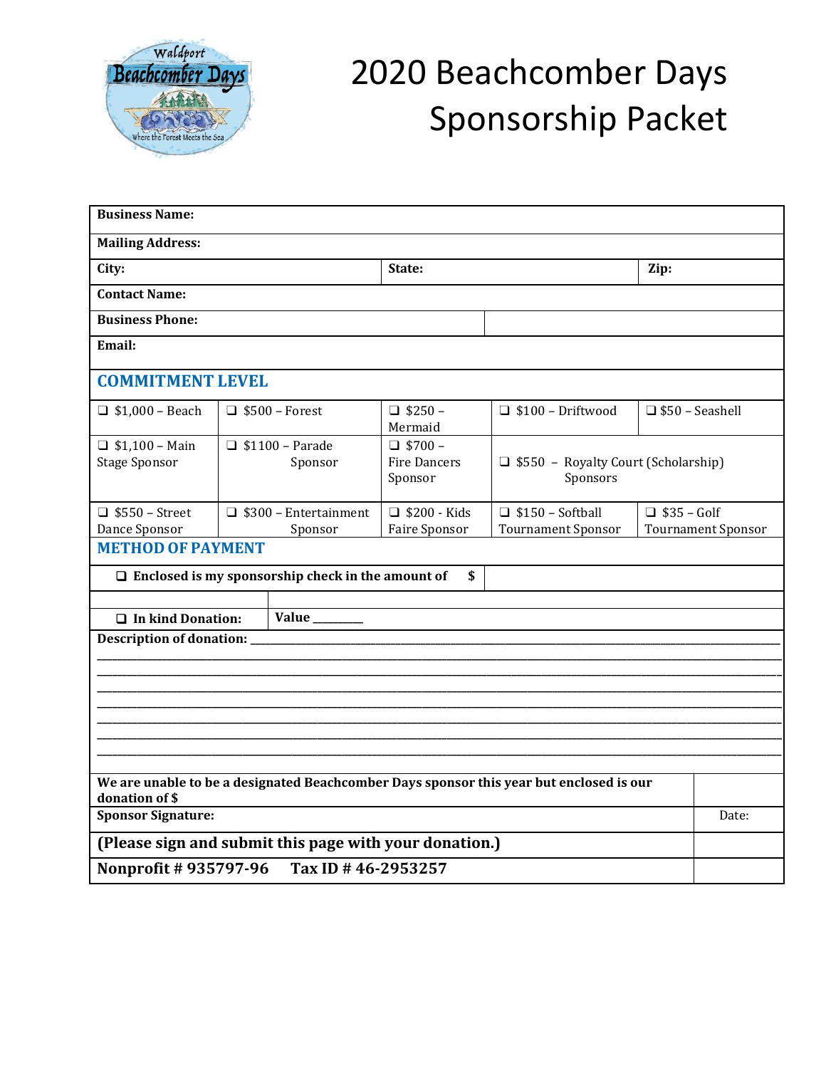# 2020 Beachcomber Days Sponsorship Packet

| | | | | |
|---|---|---|---|---|
| **Business Name:** | | | | |
| **Mailing Address:** | | | | |
| **City:** | | **State:** | | **Zip:** |
| **Contact Name:** | | | | |
| **Business Phone:** | | | | |
| **Email:** | | | | |

## COMMITMENT LEVEL

| | | | | |
|---|---|---|---|---|
| ❑ $1,000 – Beach | ❑ $500 – Forest | ❑ $250 – Mermaid | ❑ $100 – Driftwood | ❑ $50 – Seashell |
| ❑ $1,100 – Main Stage Sponsor | ❑ $1100 – Parade Sponsor | ❑ $700 – Fire Dancers Sponsor | ❑ $550 – Royalty Court (Scholarship) Sponsors | |
| ❑ $550 – Street Dance Sponsor | ❑ $300 – Entertainment Sponsor | ❑ $200 - Kids Faire Sponsor | ❑ $150 – Softball Tournament Sponsor | ❑ $35 – Golf Tournament Sponsor |

## METHOD OF PAYMENT

❑ **Enclosed is my sponsorship check in the amount of $**

❑ **In kind Donation:** **Value** ________

**Description of donation:** ____________________________________________

____________________________________________

____________________________________________

____________________________________________

____________________________________________

____________________________________________

____________________________________________

**We are unable to be a designated Beachcomber Days sponsor this year but enclosed is our donation of $**

**Sponsor Signature:** Date:

**(Please sign and submit this page with your donation.)**

**Nonprofit # 935797-96 Tax ID # 46-2953257**